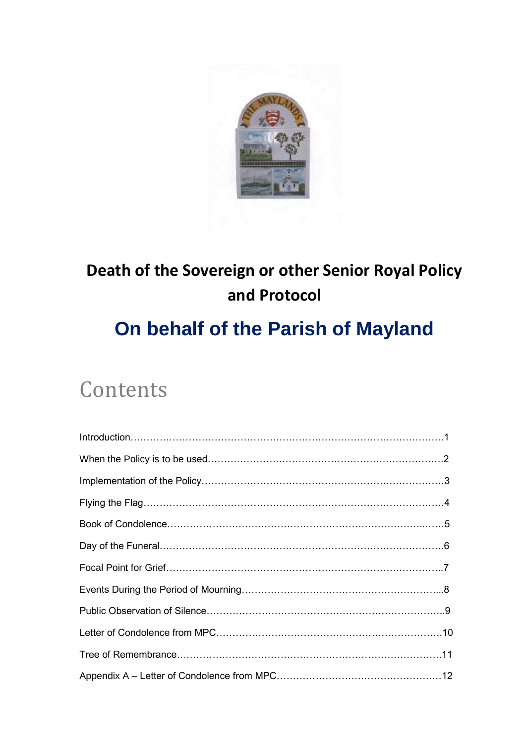# Death of the Sovereign or other Senior Royal Policy and Protocol

## On behalf of the Parish of Mayland

## Contents

Introduction……………………………………………………………………………………1

When the Policy is to be used…………………………………………………………….2

Implementation of the Policy……………………………………………………………….3

Flying the Flag…………………………………………………………………………………4

Book of Condolence……………………………………………………………………….…5

Day of the Funeral…………………………………………………………………………….6

Focal Point for Grief…………………………………………………………………………..7

Events During the Period of Mourning……………………………………………………...8

Public Observation of Silence………………………………………………………………..9

Letter of Condolence from MPC…………………………………………………………….10

Tree of Remembrance………………………………………………………………………..11

Appendix A – Letter of Condolence from MPC……………………………………………12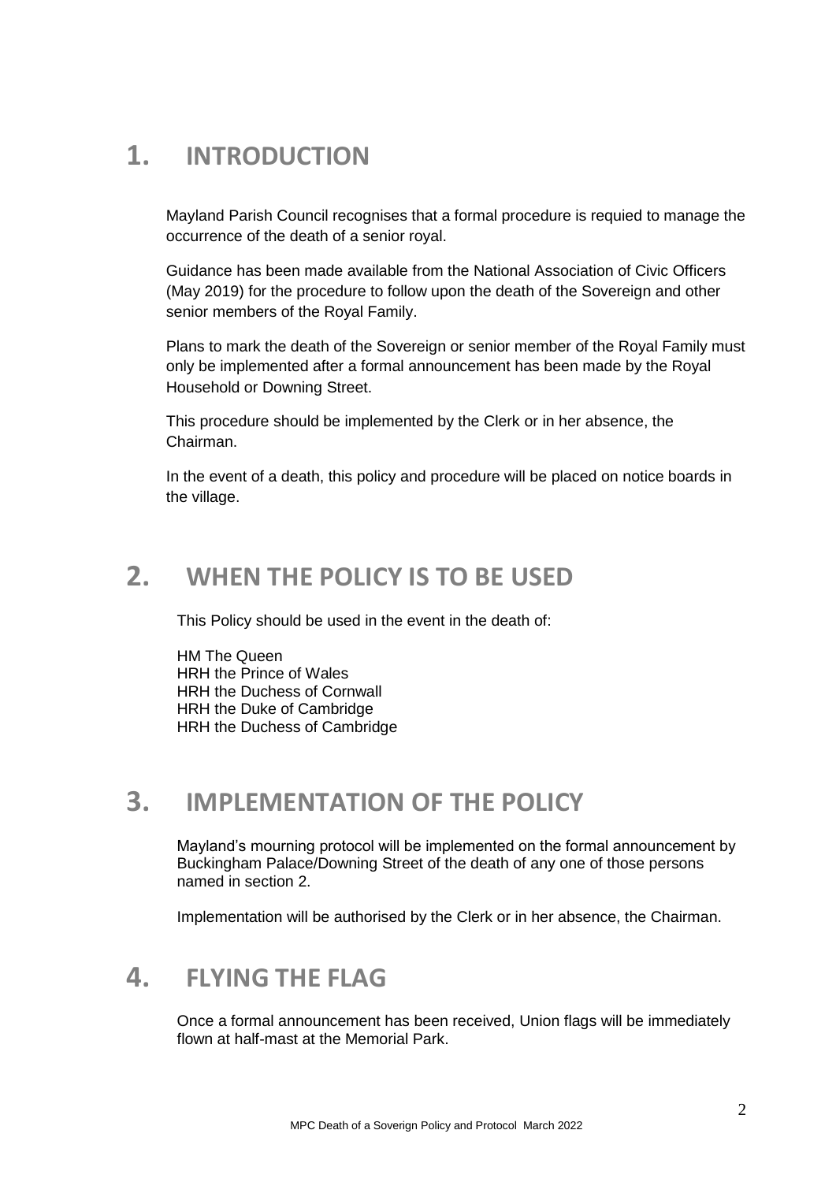## 1. INTRODUCTION

Mayland Parish Council recognises that a formal procedure is requied to manage the occurrence of the death of a senior royal.

Guidance has been made available from the National Association of Civic Officers (May 2019) for the procedure to follow upon the death of the Sovereign and other senior members of the Royal Family.

Plans to mark the death of the Sovereign or senior member of the Royal Family must only be implemented after a formal announcement has been made by the Royal Household or Downing Street.

This procedure should be implemented by the Clerk or in her absence, the Chairman.

In the event of a death, this policy and procedure will be placed on notice boards in the village.

## 2. WHEN THE POLICY IS TO BE USED

This Policy should be used in the event in the death of:

HM The Queen
HRH the Prince of Wales
HRH the Duchess of Cornwall
HRH the Duke of Cambridge
HRH the Duchess of Cambridge

## 3. IMPLEMENTATION OF THE POLICY

Mayland's mourning protocol will be implemented on the formal announcement by Buckingham Palace/Downing Street of the death of any one of those persons named in section 2.

Implementation will be authorised by the Clerk or in her absence, the Chairman.

## 4. FLYING THE FLAG

Once a formal announcement has been received, Union flags will be immediately flown at half-mast at the Memorial Park.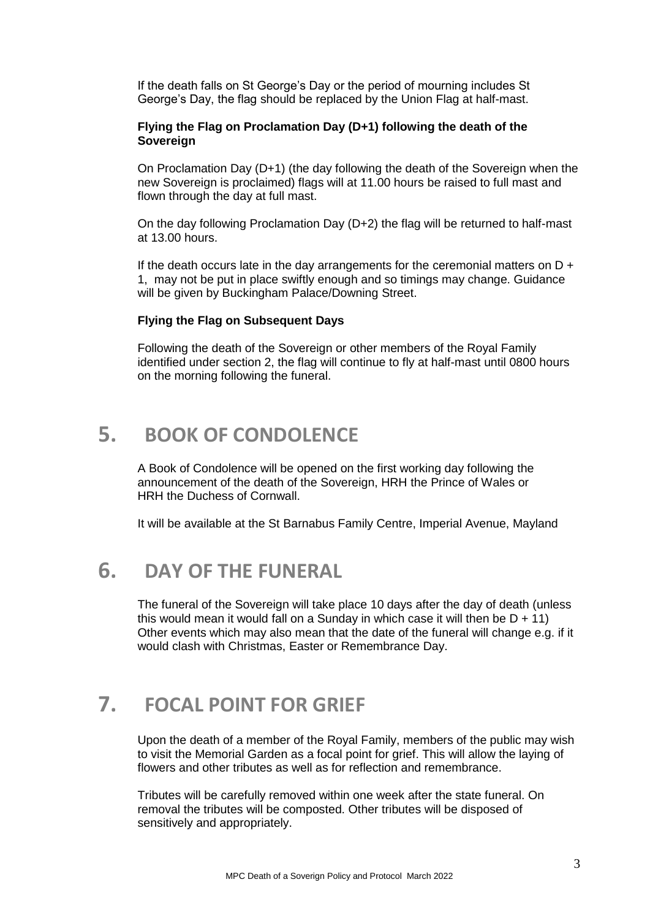If the death falls on St George's Day or the period of mourning includes St George's Day, the flag should be replaced by the Union Flag at half-mast.

**Flying the Flag on Proclamation Day (D+1) following the death of the Sovereign**

On Proclamation Day (D+1) (the day following the death of the Sovereign when the new Sovereign is proclaimed) flags will at 11.00 hours be raised to full mast and flown through the day at full mast.

On the day following Proclamation Day (D+2) the flag will be returned to half-mast at 13.00 hours.

If the death occurs late in the day arrangements for the ceremonial matters on D + 1, may not be put in place swiftly enough and so timings may change. Guidance will be given by Buckingham Palace/Downing Street.

**Flying the Flag on Subsequent Days**

Following the death of the Sovereign or other members of the Royal Family identified under section 2, the flag will continue to fly at half-mast until 0800 hours on the morning following the funeral.

## 5. BOOK OF CONDOLENCE

A Book of Condolence will be opened on the first working day following the announcement of the death of the Sovereign, HRH the Prince of Wales or HRH the Duchess of Cornwall.

It will be available at the St Barnabus Family Centre, Imperial Avenue, Mayland

## 6. DAY OF THE FUNERAL

The funeral of the Sovereign will take place 10 days after the day of death (unless this would mean it would fall on a Sunday in which case it will then be D + 11) Other events which may also mean that the date of the funeral will change e.g. if it would clash with Christmas, Easter or Remembrance Day.

## 7. FOCAL POINT FOR GRIEF

Upon the death of a member of the Royal Family, members of the public may wish to visit the Memorial Garden as a focal point for grief. This will allow the laying of flowers and other tributes as well as for reflection and remembrance.

Tributes will be carefully removed within one week after the state funeral. On removal the tributes will be composted. Other tributes will be disposed of sensitively and appropriately.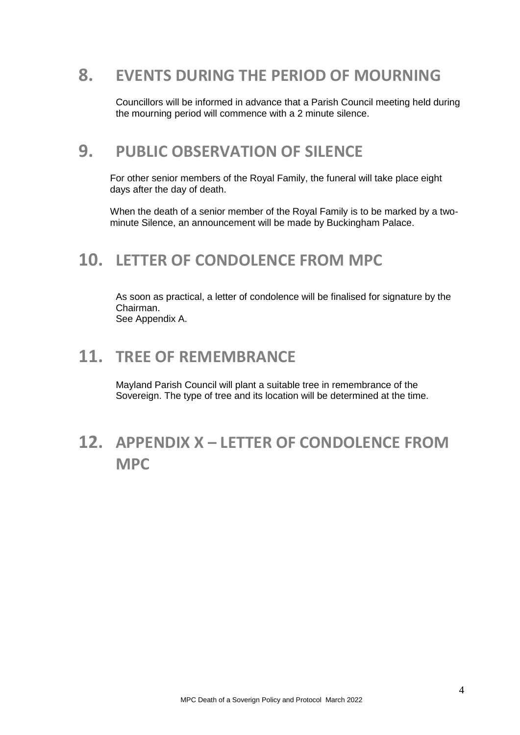## 8. EVENTS DURING THE PERIOD OF MOURNING

Councillors will be informed in advance that a Parish Council meeting held during the mourning period will commence with a 2 minute silence.

## 9. PUBLIC OBSERVATION OF SILENCE

For other senior members of the Royal Family, the funeral will take place eight days after the day of death.

When the death of a senior member of the Royal Family is to be marked by a two-minute Silence, an announcement will be made by Buckingham Palace.

## 10. LETTER OF CONDOLENCE FROM MPC

As soon as practical, a letter of condolence will be finalised for signature by the Chairman.
See Appendix A.

## 11. TREE OF REMEMBRANCE

Mayland Parish Council will plant a suitable tree in remembrance of the Sovereign. The type of tree and its location will be determined at the time.

## 12. APPENDIX X – LETTER OF CONDOLENCE FROM MPC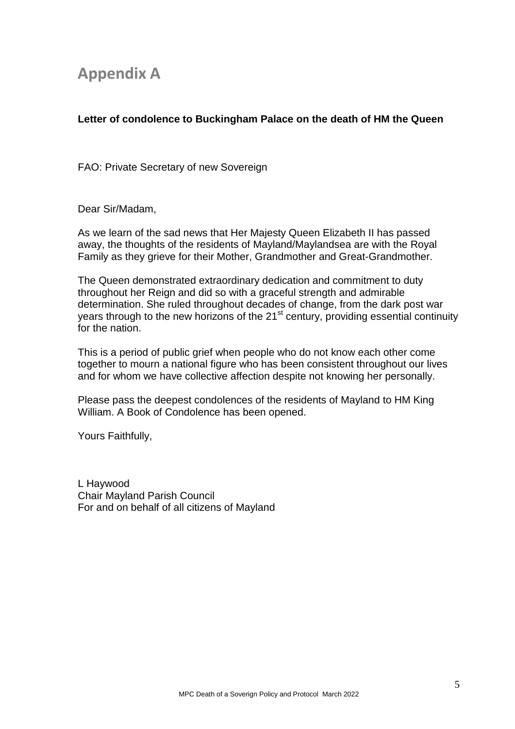# Appendix A

**Letter of condolence to Buckingham Palace on the death of HM the Queen**

FAO: Private Secretary of new Sovereign

Dear Sir/Madam,

As we learn of the sad news that Her Majesty Queen Elizabeth II has passed away, the thoughts of the residents of Mayland/Maylandsea are with the Royal Family as they grieve for their Mother, Grandmother and Great-Grandmother.

The Queen demonstrated extraordinary dedication and commitment to duty throughout her Reign and did so with a graceful strength and admirable determination. She ruled throughout decades of change, from the dark post war years through to the new horizons of the 21st century, providing essential continuity for the nation.

This is a period of public grief when people who do not know each other come together to mourn a national figure who has been consistent throughout our lives and for whom we have collective affection despite not knowing her personally.

Please pass the deepest condolences of the residents of Mayland to HM King William. A Book of Condolence has been opened.

Yours Faithfully,

L Haywood  
Chair Mayland Parish Council  
For and on behalf of all citizens of Mayland